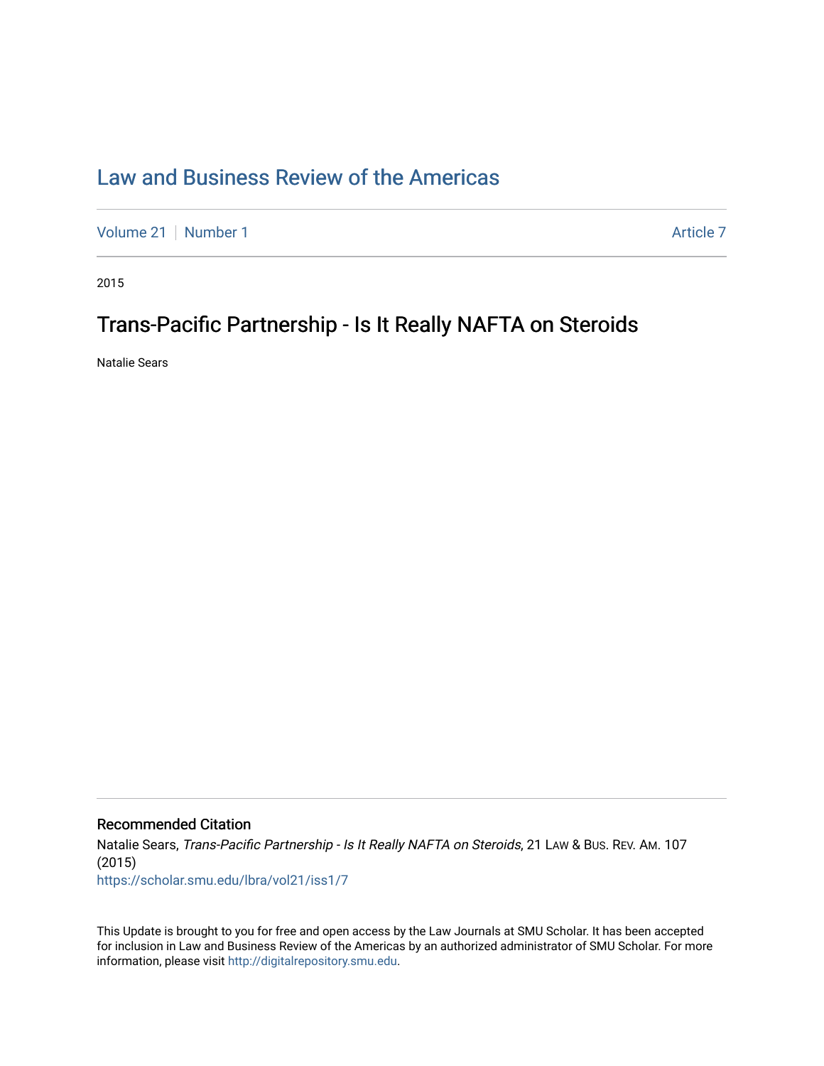# Law and Business Review of the Americas

Volume 21 | Number 1 | Article 7

2015

## Trans-Pacific Partnership - Is It Really NAFTA on Steroids

Natalie Sears

### Recommended Citation

Natalie Sears, *Trans-Pacific Partnership - Is It Really NAFTA on Steroids*, 21 LAW & BUS. REV. AM. 107 (2015)
https://scholar.smu.edu/lbra/vol21/iss1/7

This Update is brought to you for free and open access by the Law Journals at SMU Scholar. It has been accepted for inclusion in Law and Business Review of the Americas by an authorized administrator of SMU Scholar. For more information, please visit http://digitalrepository.smu.edu.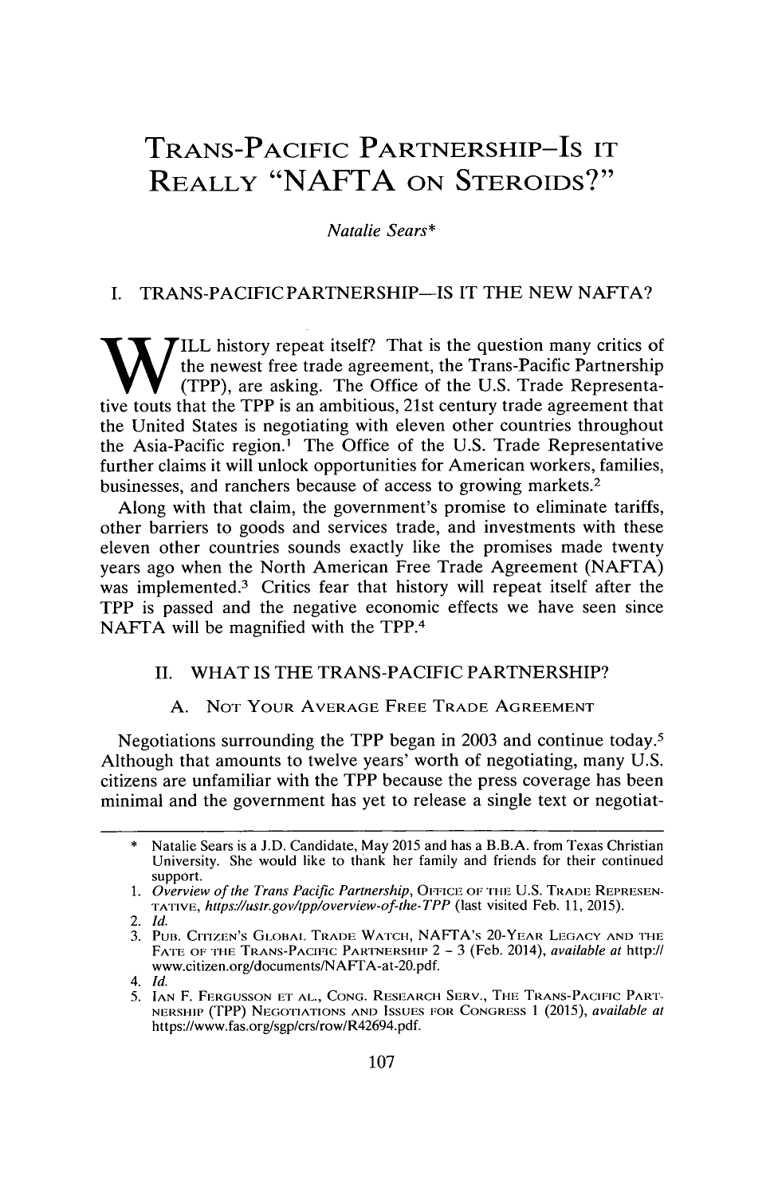# TRANS-PACIFIC PARTNERSHIP–IS IT REALLY "NAFTA ON STEROIDS?"

*Natalie Sears**

## I. TRANS-PACIFIC PARTNERSHIP—IS IT THE NEW NAFTA?

WILL history repeat itself? That is the question many critics of the newest free trade agreement, the Trans-Pacific Partnership (TPP), are asking. The Office of the U.S. Trade Representative touts that the TPP is an ambitious, 21st century trade agreement that the United States is negotiating with eleven other countries throughout the Asia-Pacific region.[1] The Office of the U.S. Trade Representative further claims it will unlock opportunities for American workers, families, businesses, and ranchers because of access to growing markets.[2]

Along with that claim, the government's promise to eliminate tariffs, other barriers to goods and services trade, and investments with these eleven other countries sounds exactly like the promises made twenty years ago when the North American Free Trade Agreement (NAFTA) was implemented.[3] Critics fear that history will repeat itself after the TPP is passed and the negative economic effects we have seen since NAFTA will be magnified with the TPP.[4]

## II. WHAT IS THE TRANS-PACIFIC PARTNERSHIP?

### A. NOT YOUR AVERAGE FREE TRADE AGREEMENT

Negotiations surrounding the TPP began in 2003 and continue today.[5] Although that amounts to twelve years' worth of negotiating, many U.S. citizens are unfamiliar with the TPP because the press coverage has been minimal and the government has yet to release a single text or negotiat-

---

\* Natalie Sears is a J.D. Candidate, May 2015 and has a B.B.A. from Texas Christian University. She would like to thank her family and friends for their continued support.

1. *Overview of the Trans Pacific Partnership*, OFFICE OF THE U.S. TRADE REPRESENTATIVE, *https://ustr.gov/tpp/overview-of-the-TPP* (last visited Feb. 11, 2015).
2. *Id.*
3. PUB. CITIZEN'S GLOBAL TRADE WATCH, NAFTA'S 20-YEAR LEGACY AND THE FATE OF THE TRANS-PACIFIC PARTNERSHIP 2 – 3 (Feb. 2014), *available at* http://www.citizen.org/documents/NAFTA-at-20.pdf.
4. *Id.*
5. IAN F. FERGUSSON ET AL., CONG. RESEARCH SERV., THE TRANS-PACIFIC PARTNERSHIP (TPP) NEGOTIATIONS AND ISSUES FOR CONGRESS 1 (2015), *available at* https://www.fas.org/sgp/crs/row/R42694.pdf.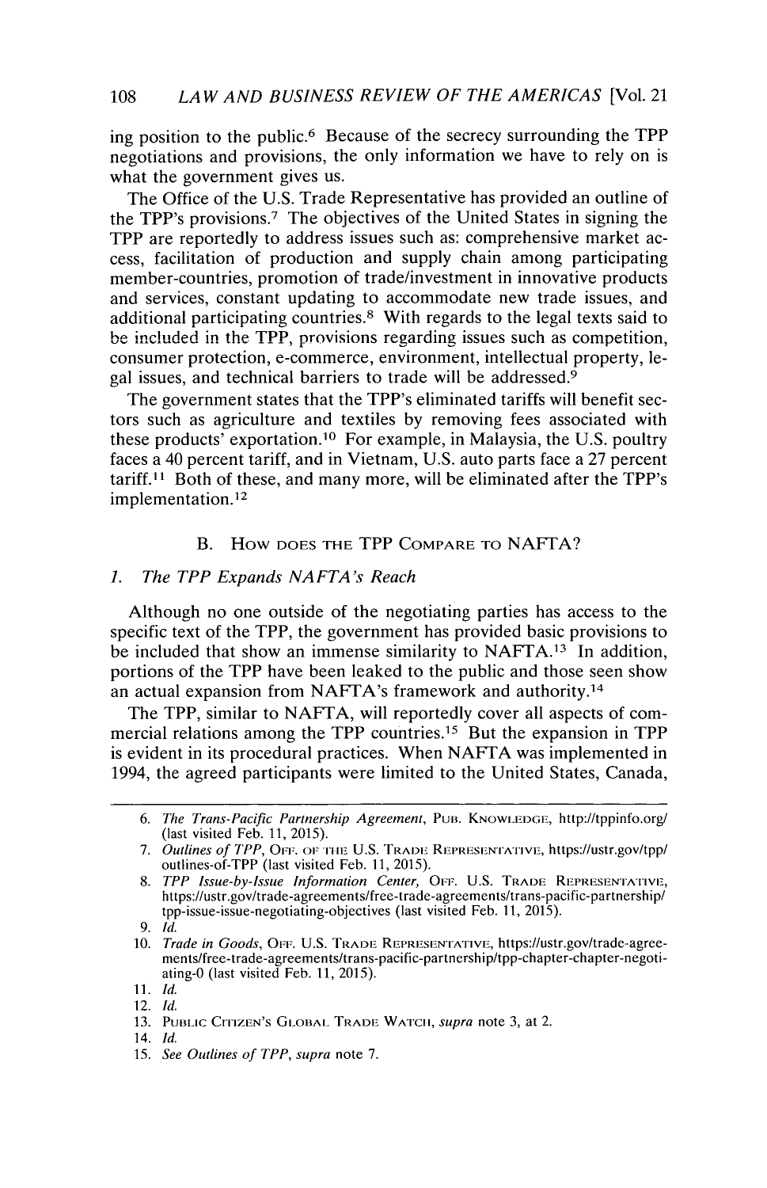ing position to the public.[6] Because of the secrecy surrounding the TPP negotiations and provisions, the only information we have to rely on is what the government gives us.

The Office of the U.S. Trade Representative has provided an outline of the TPP's provisions.[7] The objectives of the United States in signing the TPP are reportedly to address issues such as: comprehensive market access, facilitation of production and supply chain among participating member-countries, promotion of trade/investment in innovative products and services, constant updating to accommodate new trade issues, and additional participating countries.[8] With regards to the legal texts said to be included in the TPP, provisions regarding issues such as competition, consumer protection, e-commerce, environment, intellectual property, legal issues, and technical barriers to trade will be addressed.[9]

The government states that the TPP's eliminated tariffs will benefit sectors such as agriculture and textiles by removing fees associated with these products' exportation.[10] For example, in Malaysia, the U.S. poultry faces a 40 percent tariff, and in Vietnam, U.S. auto parts face a 27 percent tariff.[11] Both of these, and many more, will be eliminated after the TPP's implementation.[12]

### B. How does the TPP Compare to NAFTA?

#### 1. *The TPP Expands NAFTA's Reach*

Although no one outside of the negotiating parties has access to the specific text of the TPP, the government has provided basic provisions to be included that show an immense similarity to NAFTA.[13] In addition, portions of the TPP have been leaked to the public and those seen show an actual expansion from NAFTA's framework and authority.[14]

The TPP, similar to NAFTA, will reportedly cover all aspects of commercial relations among the TPP countries.[15] But the expansion in TPP is evident in its procedural practices. When NAFTA was implemented in 1994, the agreed participants were limited to the United States, Canada,

---

6. *The Trans-Pacific Partnership Agreement*, Pub. Knowledge, http://tppinfo.org/ (last visited Feb. 11, 2015).
7. *Outlines of TPP*, Off. of the U.S. Trade Representative, https://ustr.gov/tpp/outlines-of-TPP (last visited Feb. 11, 2015).
8. *TPP Issue-by-Issue Information Center,* Off. U.S. Trade Representative, https://ustr.gov/trade-agreements/free-trade-agreements/trans-pacific-partnership/tpp-issue-issue-negotiating-objectives (last visited Feb. 11, 2015).
9. *Id.*
10. *Trade in Goods*, Off. U.S. Trade Representative, https://ustr.gov/trade-agreements/free-trade-agreements/trans-pacific-partnership/tpp-chapter-chapter-negotiating-0 (last visited Feb. 11, 2015).
11. *Id.*
12. *Id.*
13. Public Citizen's Global Trade Watch, *supra* note 3, at 2.
14. *Id.*
15. *See Outlines of TPP*, *supra* note 7.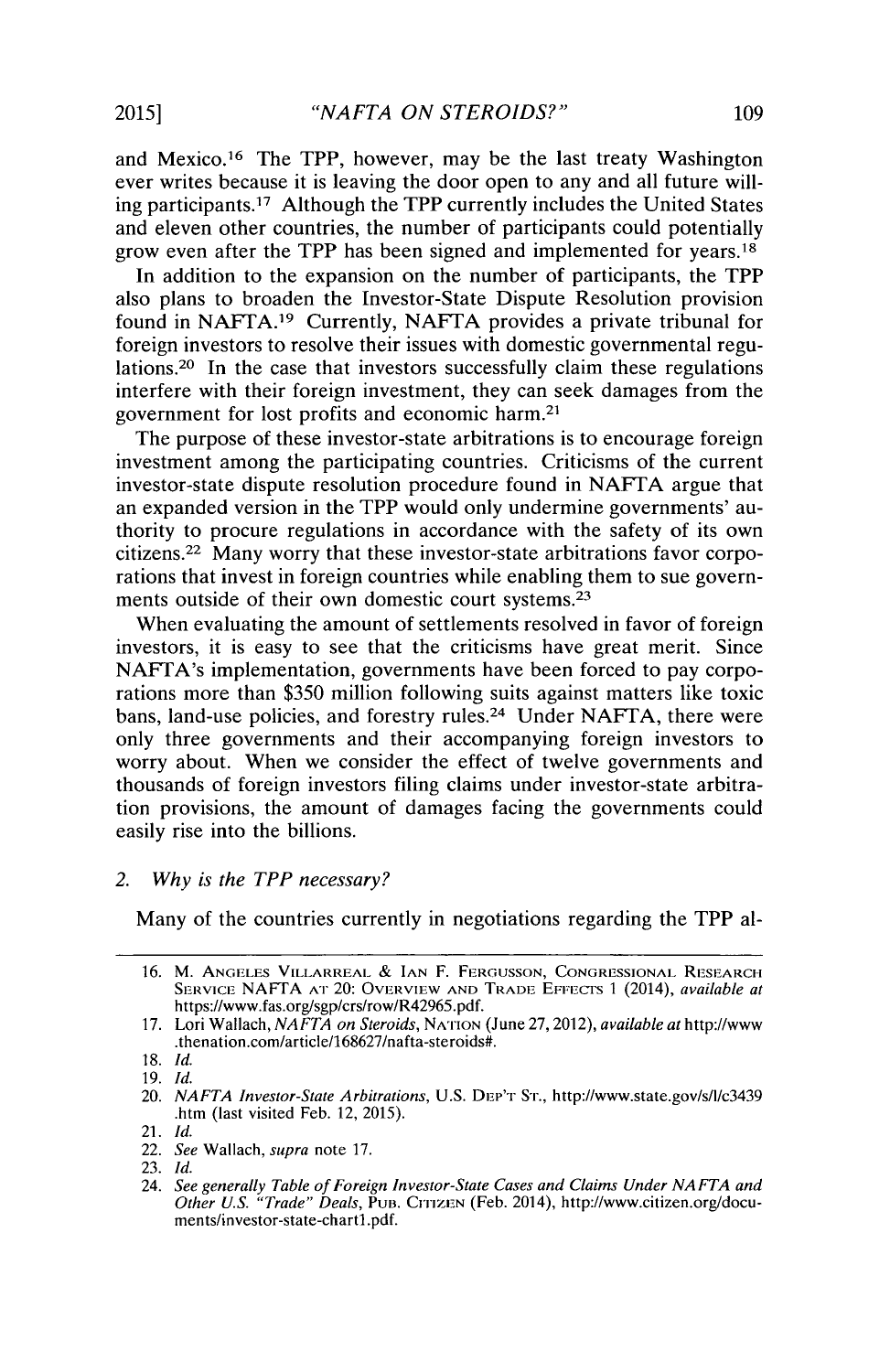and Mexico.[16] The TPP, however, may be the last treaty Washington ever writes because it is leaving the door open to any and all future willing participants.[17] Although the TPP currently includes the United States and eleven other countries, the number of participants could potentially grow even after the TPP has been signed and implemented for years.[18]

In addition to the expansion on the number of participants, the TPP also plans to broaden the Investor-State Dispute Resolution provision found in NAFTA.[19] Currently, NAFTA provides a private tribunal for foreign investors to resolve their issues with domestic governmental regulations.[20] In the case that investors successfully claim these regulations interfere with their foreign investment, they can seek damages from the government for lost profits and economic harm.[21]

The purpose of these investor-state arbitrations is to encourage foreign investment among the participating countries. Criticisms of the current investor-state dispute resolution procedure found in NAFTA argue that an expanded version in the TPP would only undermine governments' authority to procure regulations in accordance with the safety of its own citizens.[22] Many worry that these investor-state arbitrations favor corporations that invest in foreign countries while enabling them to sue governments outside of their own domestic court systems.[23]

When evaluating the amount of settlements resolved in favor of foreign investors, it is easy to see that the criticisms have great merit. Since NAFTA's implementation, governments have been forced to pay corporations more than $350 million following suits against matters like toxic bans, land-use policies, and forestry rules.[24] Under NAFTA, there were only three governments and their accompanying foreign investors to worry about. When we consider the effect of twelve governments and thousands of foreign investors filing claims under investor-state arbitration provisions, the amount of damages facing the governments could easily rise into the billions.

### 2. *Why is the TPP necessary?*

Many of the countries currently in negotiations regarding the TPP al-

---

16. M. Angeles Villarreal & Ian F. Fergusson, Congressional Research Service NAFTA at 20: Overview and Trade Effects 1 (2014), *available at* https://www.fas.org/sgp/crs/row/R42965.pdf.
17. Lori Wallach, *NAFTA on Steroids*, Nation (June 27, 2012), *available at* http://www.thenation.com/article/168627/nafta-steroids#.
18. *Id.*
19. *Id.*
20. *NAFTA Investor-State Arbitrations*, U.S. Dep't St., http://www.state.gov/s/l/c3439.htm (last visited Feb. 12, 2015).
21. *Id.*
22. *See* Wallach, *supra* note 17.
23. *Id.*
24. *See generally Table of Foreign Investor-State Cases and Claims Under NAFTA and Other U.S. "Trade" Deals*, Pub. Citizen (Feb. 2014), http://www.citizen.org/documents/investor-state-chart1.pdf.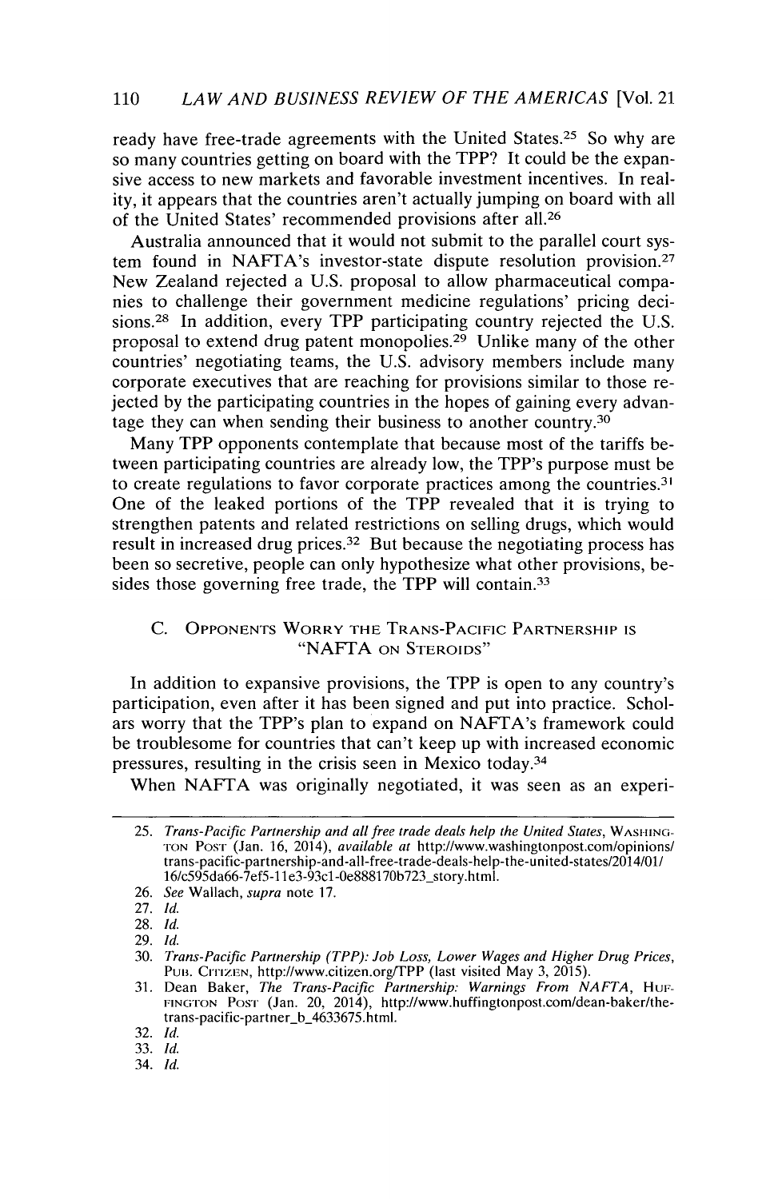ready have free-trade agreements with the United States.[25] So why are so many countries getting on board with the TPP? It could be the expansive access to new markets and favorable investment incentives. In reality, it appears that the countries aren't actually jumping on board with all of the United States' recommended provisions after all.[26]

Australia announced that it would not submit to the parallel court system found in NAFTA's investor-state dispute resolution provision.[27] New Zealand rejected a U.S. proposal to allow pharmaceutical companies to challenge their government medicine regulations' pricing decisions.[28] In addition, every TPP participating country rejected the U.S. proposal to extend drug patent monopolies.[29] Unlike many of the other countries' negotiating teams, the U.S. advisory members include many corporate executives that are reaching for provisions similar to those rejected by the participating countries in the hopes of gaining every advantage they can when sending their business to another country.[30]

Many TPP opponents contemplate that because most of the tariffs between participating countries are already low, the TPP's purpose must be to create regulations to favor corporate practices among the countries.[31] One of the leaked portions of the TPP revealed that it is trying to strengthen patents and related restrictions on selling drugs, which would result in increased drug prices.[32] But because the negotiating process has been so secretive, people can only hypothesize what other provisions, besides those governing free trade, the TPP will contain.[33]

### C. Opponents Worry the Trans-Pacific Partnership is "NAFTA on Steroids"

In addition to expansive provisions, the TPP is open to any country's participation, even after it has been signed and put into practice. Scholars worry that the TPP's plan to expand on NAFTA's framework could be troublesome for countries that can't keep up with increased economic pressures, resulting in the crisis seen in Mexico today.[34]

When NAFTA was originally negotiated, it was seen as an experi-

---

25. *Trans-Pacific Partnership and all free trade deals help the United States*, Washington Post (Jan. 16, 2014), *available at* http://www.washingtonpost.com/opinions/trans-pacific-partnership-and-all-free-trade-deals-help-the-united-states/2014/01/16/c595da66-7ef5-11e3-93c1-0e888170b723_story.html.
26. *See* Wallach, *supra* note 17.
27. *Id.*
28. *Id.*
29. *Id.*
30. *Trans-Pacific Partnership (TPP): Job Loss, Lower Wages and Higher Drug Prices*, Pub. Citizen, http://www.citizen.org/TPP (last visited May 3, 2015).
31. Dean Baker, *The Trans-Pacific Partnership: Warnings From NAFTA*, Huffington Post (Jan. 20, 2014), http://www.huffingtonpost.com/dean-baker/the-trans-pacific-partner_b_4633675.html.
32. *Id.*
33. *Id.*
34. *Id.*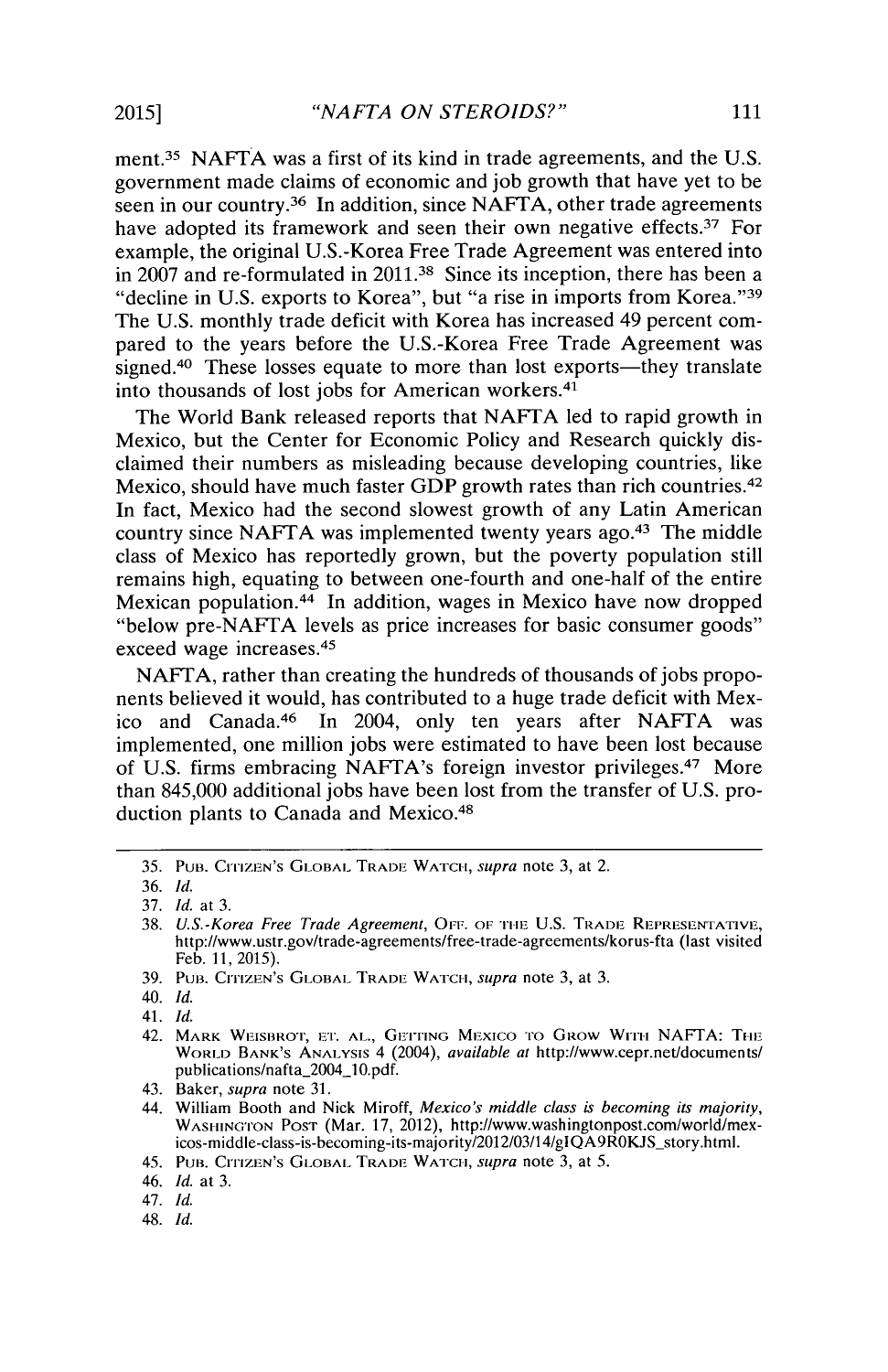ment.[35] NAFTA was a first of its kind in trade agreements, and the U.S. government made claims of economic and job growth that have yet to be seen in our country.[36] In addition, since NAFTA, other trade agreements have adopted its framework and seen their own negative effects.[37] For example, the original U.S.-Korea Free Trade Agreement was entered into in 2007 and re-formulated in 2011.[38] Since its inception, there has been a "decline in U.S. exports to Korea", but "a rise in imports from Korea."[39] The U.S. monthly trade deficit with Korea has increased 49 percent compared to the years before the U.S.-Korea Free Trade Agreement was signed.[40] These losses equate to more than lost exports—they translate into thousands of lost jobs for American workers.[41]

The World Bank released reports that NAFTA led to rapid growth in Mexico, but the Center for Economic Policy and Research quickly disclaimed their numbers as misleading because developing countries, like Mexico, should have much faster GDP growth rates than rich countries.[42] In fact, Mexico had the second slowest growth of any Latin American country since NAFTA was implemented twenty years ago.[43] The middle class of Mexico has reportedly grown, but the poverty population still remains high, equating to between one-fourth and one-half of the entire Mexican population.[44] In addition, wages in Mexico have now dropped "below pre-NAFTA levels as price increases for basic consumer goods" exceed wage increases.[45]

NAFTA, rather than creating the hundreds of thousands of jobs proponents believed it would, has contributed to a huge trade deficit with Mexico and Canada.[46] In 2004, only ten years after NAFTA was implemented, one million jobs were estimated to have been lost because of U.S. firms embracing NAFTA's foreign investor privileges.[47] More than 845,000 additional jobs have been lost from the transfer of U.S. production plants to Canada and Mexico.[48]

---

35. Pub. Citizen's Global Trade Watch, *supra* note 3, at 2.
36. *Id.*
37. *Id.* at 3.
38. *U.S.-Korea Free Trade Agreement*, Off. of the U.S. Trade Representative, http://www.ustr.gov/trade-agreements/free-trade-agreements/korus-fta (last visited Feb. 11, 2015).
39. Pub. Citizen's Global Trade Watch, *supra* note 3, at 3.
40. *Id.*
41. *Id.*
42. Mark Weisbrot, et. al., Getting Mexico to Grow With NAFTA: The World Bank's Analysis 4 (2004), *available at* http://www.cepr.net/documents/publications/nafta_2004_10.pdf.
43. Baker, *supra* note 31.
44. William Booth and Nick Miroff, *Mexico's middle class is becoming its majority*, Washington Post (Mar. 17, 2012), http://www.washingtonpost.com/world/mexicos-middle-class-is-becoming-its-majority/2012/03/14/gIQA9R0KJS_story.html.
45. Pub. Citizen's Global Trade Watch, *supra* note 3, at 5.
46. *Id.* at 3.
47. *Id.*
48. *Id.*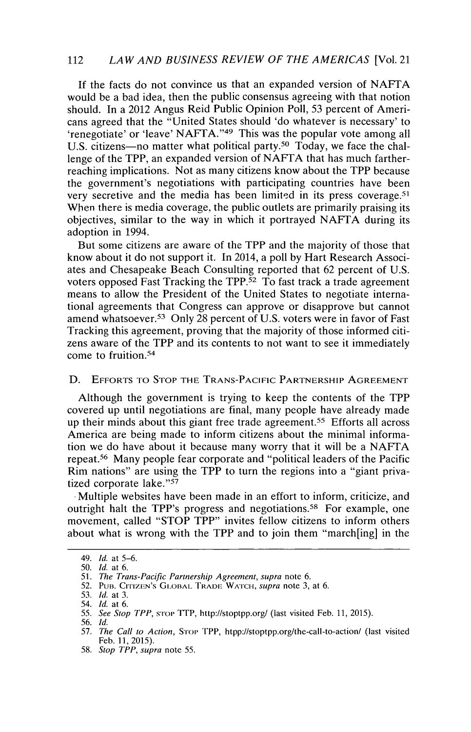If the facts do not convince us that an expanded version of NAFTA would be a bad idea, then the public consensus agreeing with that notion should. In a 2012 Angus Reid Public Opinion Poll, 53 percent of Americans agreed that the "United States should 'do whatever is necessary' to 'renegotiate' or 'leave' NAFTA."[49] This was the popular vote among all U.S. citizens—no matter what political party.[50] Today, we face the challenge of the TPP, an expanded version of NAFTA that has much farther-reaching implications. Not as many citizens know about the TPP because the government's negotiations with participating countries have been very secretive and the media has been limited in its press coverage.[51] When there is media coverage, the public outlets are primarily praising its objectives, similar to the way in which it portrayed NAFTA during its adoption in 1994.

But some citizens are aware of the TPP and the majority of those that know about it do not support it. In 2014, a poll by Hart Research Associates and Chesapeake Beach Consulting reported that 62 percent of U.S. voters opposed Fast Tracking the TPP.[52] To fast track a trade agreement means to allow the President of the United States to negotiate international agreements that Congress can approve or disapprove but cannot amend whatsoever.[53] Only 28 percent of U.S. voters were in favor of Fast Tracking this agreement, proving that the majority of those informed citizens aware of the TPP and its contents to not want to see it immediately come to fruition.[54]

### D. Efforts to Stop the Trans-Pacific Partnership Agreement

Although the government is trying to keep the contents of the TPP covered up until negotiations are final, many people have already made up their minds about this giant free trade agreement.[55] Efforts all across America are being made to inform citizens about the minimal information we do have about it because many worry that it will be a NAFTA repeat.[56] Many people fear corporate and "political leaders of the Pacific Rim nations" are using the TPP to turn the regions into a "giant privatized corporate lake."[57]

Multiple websites have been made in an effort to inform, criticize, and outright halt the TPP's progress and negotiations.[58] For example, one movement, called "STOP TPP" invites fellow citizens to inform others about what is wrong with the TPP and to join them "march[ing] in the

---

49. *Id.* at 5–6.
50. *Id.* at 6.
51. *The Trans-Pacific Partnership Agreement*, *supra* note 6.
52. Pub. Citizen's Global Trade Watch, *supra* note 3, at 6.
53. *Id.* at 3.
54. *Id.* at 6.
55. *See Stop TPP*, Stop TTP, http://stoptpp.org/ (last visited Feb. 11, 2015).
56. *Id.*
57. *The Call to Action*, Stop TPP, htpp://stoptpp.org/the-call-to-action/ (last visited Feb. 11, 2015).
58. *Stop TPP*, *supra* note 55.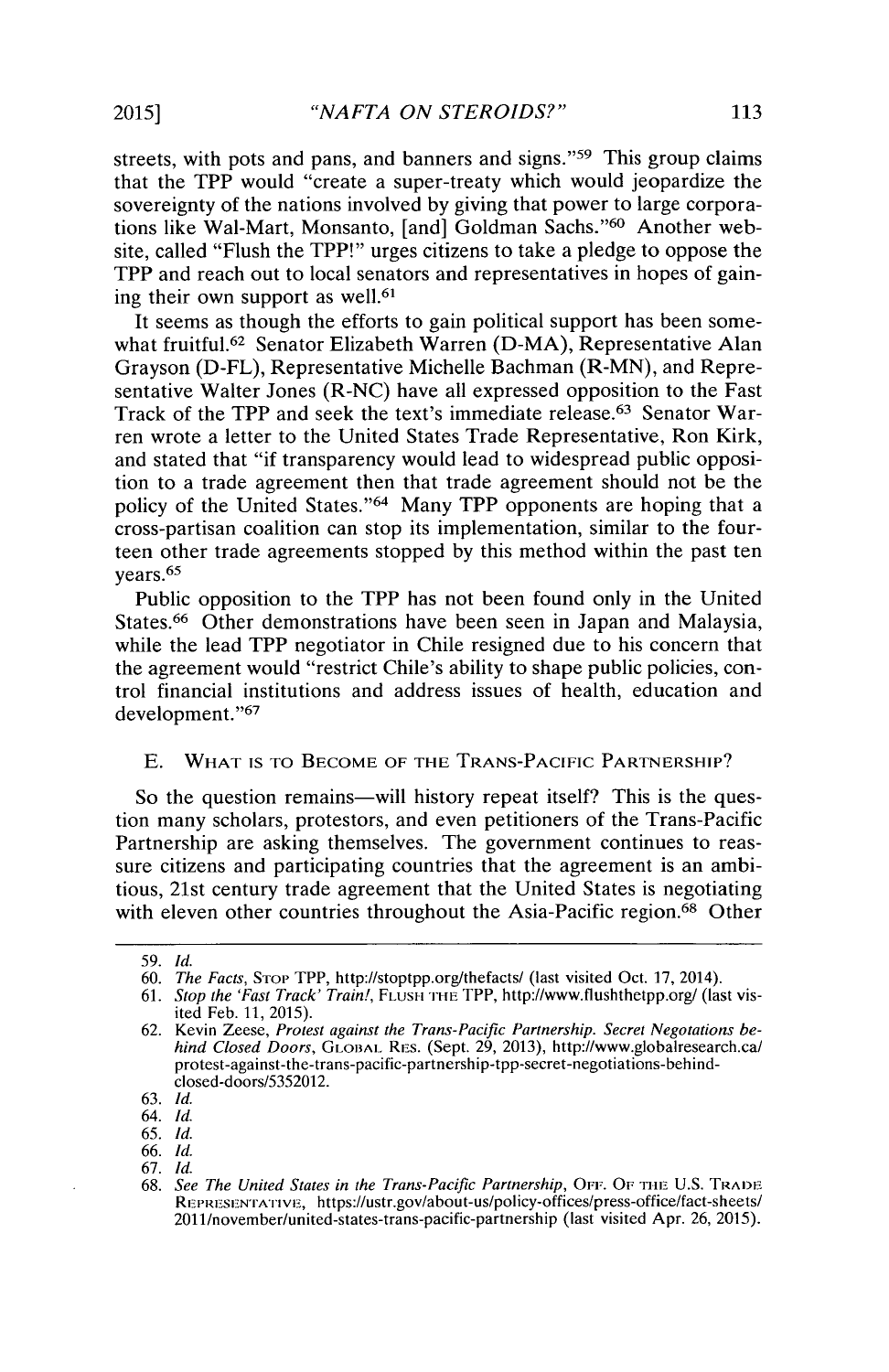streets, with pots and pans, and banners and signs."[59] This group claims that the TPP would "create a super-treaty which would jeopardize the sovereignty of the nations involved by giving that power to large corporations like Wal-Mart, Monsanto, [and] Goldman Sachs."[60] Another website, called "Flush the TPP!" urges citizens to take a pledge to oppose the TPP and reach out to local senators and representatives in hopes of gaining their own support as well.[61]

It seems as though the efforts to gain political support has been somewhat fruitful.[62] Senator Elizabeth Warren (D-MA), Representative Alan Grayson (D-FL), Representative Michelle Bachman (R-MN), and Representative Walter Jones (R-NC) have all expressed opposition to the Fast Track of the TPP and seek the text's immediate release.[63] Senator Warren wrote a letter to the United States Trade Representative, Ron Kirk, and stated that "if transparency would lead to widespread public opposition to a trade agreement then that trade agreement should not be the policy of the United States."[64] Many TPP opponents are hoping that a cross-partisan coalition can stop its implementation, similar to the fourteen other trade agreements stopped by this method within the past ten years.[65]

Public opposition to the TPP has not been found only in the United States.[66] Other demonstrations have been seen in Japan and Malaysia, while the lead TPP negotiator in Chile resigned due to his concern that the agreement would "restrict Chile's ability to shape public policies, control financial institutions and address issues of health, education and development."[67]

### E. What is to Become of the Trans-Pacific Partnership?

So the question remains—will history repeat itself? This is the question many scholars, protestors, and even petitioners of the Trans-Pacific Partnership are asking themselves. The government continues to reassure citizens and participating countries that the agreement is an ambitious, 21st century trade agreement that the United States is negotiating with eleven other countries throughout the Asia-Pacific region.[68] Other

---

59. *Id.*
60. *The Facts*, Stop TPP, http://stoptpp.org/thefacts/ (last visited Oct. 17, 2014).
61. *Stop the 'Fast Track' Train!*, Flush the TPP, http://www.flushthetpp.org/ (last visited Feb. 11, 2015).
62. Kevin Zeese, *Protest against the Trans-Pacific Partnership. Secret Negotiations behind Closed Doors*, Global Res. (Sept. 29, 2013), http://www.globalresearch.ca/protest-against-the-trans-pacific-partnership-tpp-secret-negotiations-behind-closed-doors/5352012.
63. *Id.*
64. *Id.*
65. *Id.*
66. *Id.*
67. *Id.*
68. *See The United States in the Trans-Pacific Partnership*, Off. of the U.S. Trade Representative, https://ustr.gov/about-us/policy-offices/press-office/fact-sheets/2011/november/united-states-trans-pacific-partnership (last visited Apr. 26, 2015).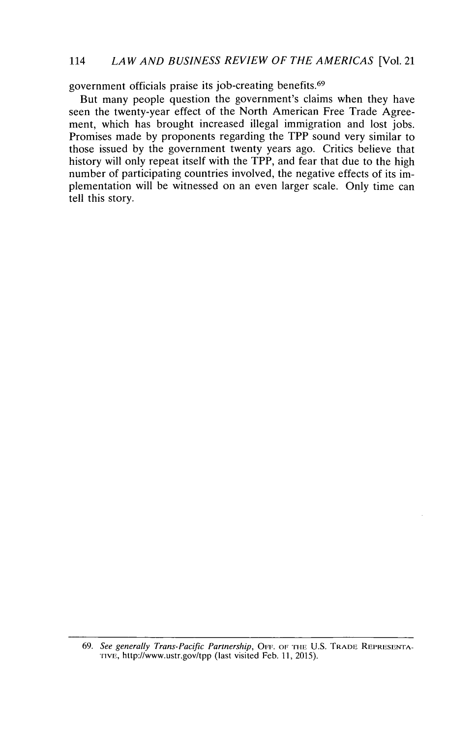government officials praise its job-creating benefits.[69]

But many people question the government's claims when they have seen the twenty-year effect of the North American Free Trade Agreement, which has brought increased illegal immigration and lost jobs. Promises made by proponents regarding the TPP sound very similar to those issued by the government twenty years ago. Critics believe that history will only repeat itself with the TPP, and fear that due to the high number of participating countries involved, the negative effects of its implementation will be witnessed on an even larger scale. Only time can tell this story.

---

69. *See generally Trans-Pacific Partnership*, OFF. OF THE U.S. TRADE REPRESENTATIVE, http://www.ustr.gov/tpp (last visited Feb. 11, 2015).